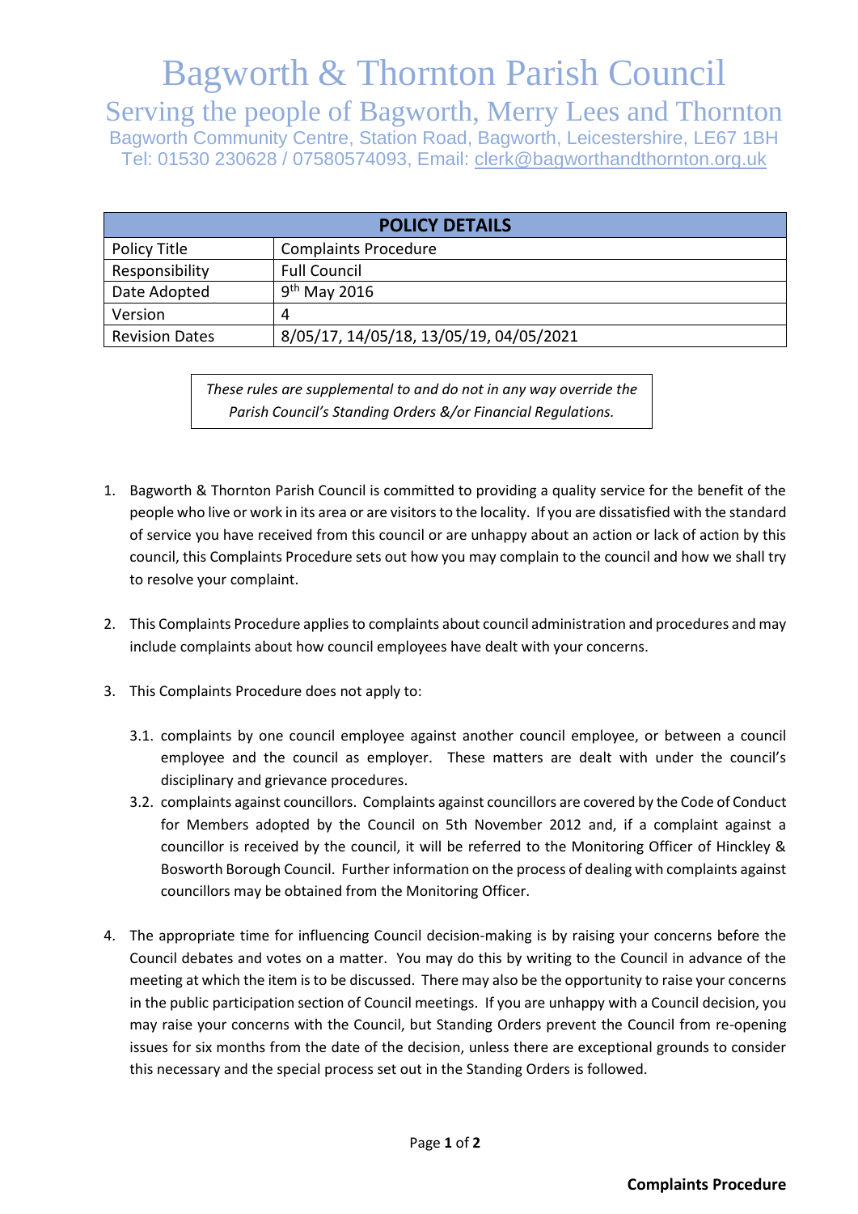# Bagworth & Thornton Parish Council

## Serving the people of Bagworth, Merry Lees and Thornton

Bagworth Community Centre, Station Road, Bagworth, Leicestershire, LE67 1BH
Tel: 01530 230628 / 07580574093, Email: clerk@bagworthandthornton.org.uk

| POLICY DETAILS | |
|---|---|
| Policy Title | Complaints Procedure |
| Responsibility | Full Council |
| Date Adopted | 9th May 2016 |
| Version | 4 |
| Revision Dates | 8/05/17, 14/05/18, 13/05/19, 04/05/2021 |

*These rules are supplemental to and do not in any way override the Parish Council's Standing Orders &/or Financial Regulations.*

1. Bagworth & Thornton Parish Council is committed to providing a quality service for the benefit of the people who live or work in its area or are visitors to the locality. If you are dissatisfied with the standard of service you have received from this council or are unhappy about an action or lack of action by this council, this Complaints Procedure sets out how you may complain to the council and how we shall try to resolve your complaint.

2. This Complaints Procedure applies to complaints about council administration and procedures and may include complaints about how council employees have dealt with your concerns.

3. This Complaints Procedure does not apply to:

   3.1. complaints by one council employee against another council employee, or between a council employee and the council as employer. These matters are dealt with under the council's disciplinary and grievance procedures.

   3.2. complaints against councillors. Complaints against councillors are covered by the Code of Conduct for Members adopted by the Council on 5th November 2012 and, if a complaint against a councillor is received by the council, it will be referred to the Monitoring Officer of Hinckley & Bosworth Borough Council. Further information on the process of dealing with complaints against councillors may be obtained from the Monitoring Officer.

4. The appropriate time for influencing Council decision-making is by raising your concerns before the Council debates and votes on a matter. You may do this by writing to the Council in advance of the meeting at which the item is to be discussed. There may also be the opportunity to raise your concerns in the public participation section of Council meetings. If you are unhappy with a Council decision, you may raise your concerns with the Council, but Standing Orders prevent the Council from re-opening issues for six months from the date of the decision, unless there are exceptional grounds to consider this necessary and the special process set out in the Standing Orders is followed.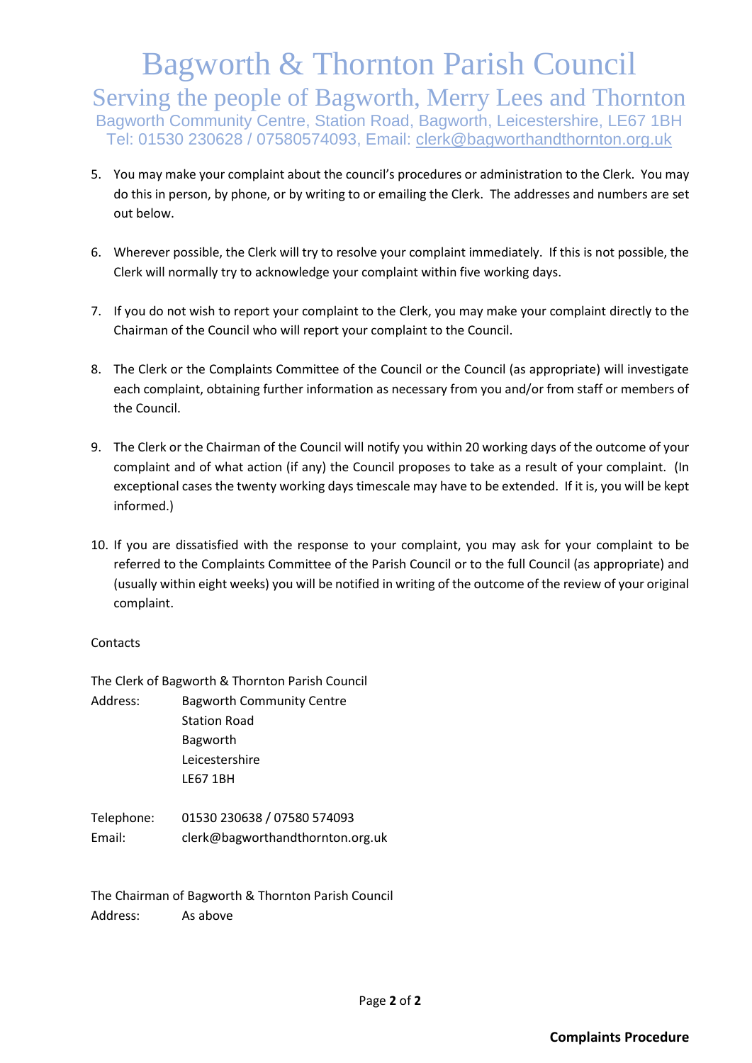# Bagworth & Thornton Parish Council

## Serving the people of Bagworth, Merry Lees and Thornton

Bagworth Community Centre, Station Road, Bagworth, Leicestershire, LE67 1BH
Tel: 01530 230628 / 07580574093, Email: clerk@bagworthandthornton.org.uk

5. You may make your complaint about the council's procedures or administration to the Clerk. You may do this in person, by phone, or by writing to or emailing the Clerk. The addresses and numbers are set out below.

6. Wherever possible, the Clerk will try to resolve your complaint immediately. If this is not possible, the Clerk will normally try to acknowledge your complaint within five working days.

7. If you do not wish to report your complaint to the Clerk, you may make your complaint directly to the Chairman of the Council who will report your complaint to the Council.

8. The Clerk or the Complaints Committee of the Council or the Council (as appropriate) will investigate each complaint, obtaining further information as necessary from you and/or from staff or members of the Council.

9. The Clerk or the Chairman of the Council will notify you within 20 working days of the outcome of your complaint and of what action (if any) the Council proposes to take as a result of your complaint. (In exceptional cases the twenty working days timescale may have to be extended. If it is, you will be kept informed.)

10. If you are dissatisfied with the response to your complaint, you may ask for your complaint to be referred to the Complaints Committee of the Parish Council or to the full Council (as appropriate) and (usually within eight weeks) you will be notified in writing of the outcome of the review of your original complaint.

Contacts

The Clerk of Bagworth & Thornton Parish Council

Address: Bagworth Community Centre
Station Road
Bagworth
Leicestershire
LE67 1BH

Telephone: 01530 230638 / 07580 574093
Email: clerk@bagworthandthornton.org.uk

The Chairman of Bagworth & Thornton Parish Council

Address: As above

**Complaints Procedure**